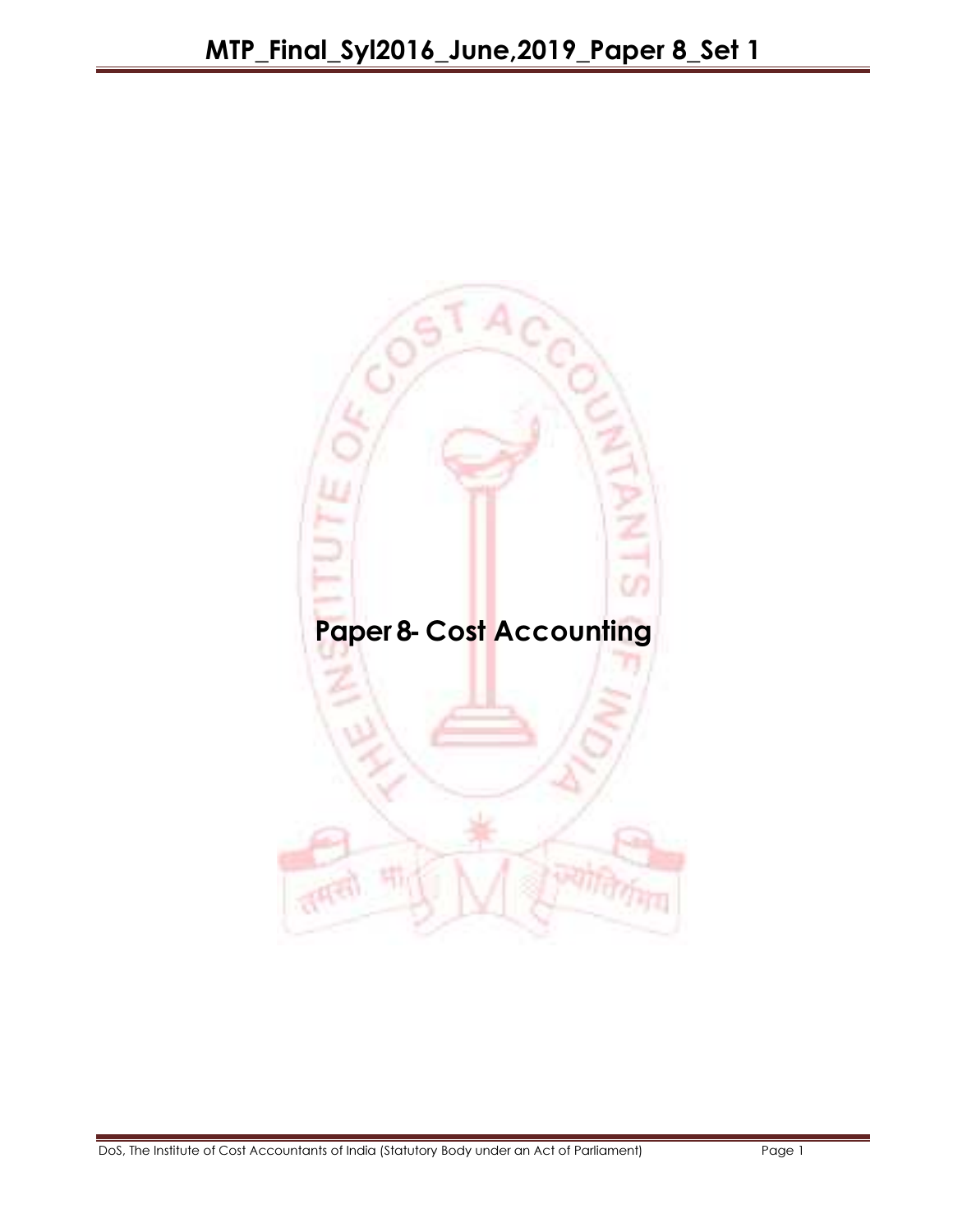# Paper 8- Cost Accounting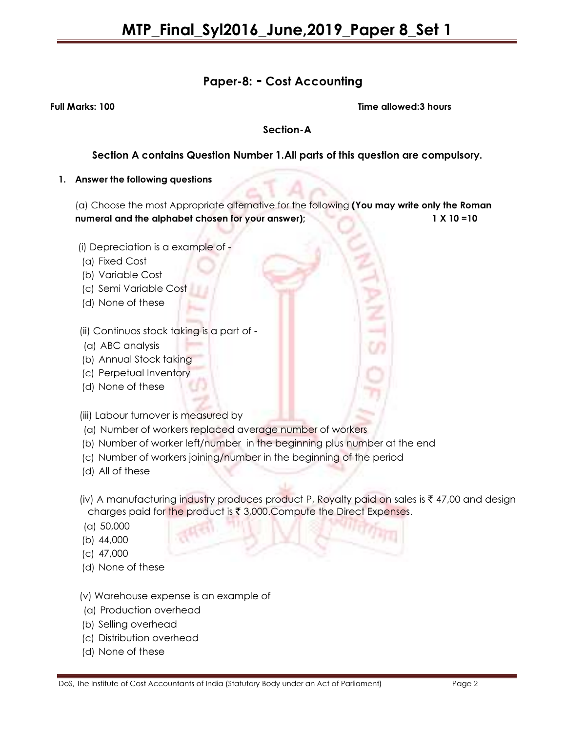## Paper-8: - Cost Accounting

**Full Marks: 100** **Time allowed:3 hours**

### Section-A

**Section A contains Question Number 1.All parts of this question are compulsory.**

1. **Answer the following questions**

(a) Choose the most Appropriate alternative for the following **(You may write only the Roman numeral and the alphabet chosen for your answer);** **1 X 10 =10**

(i) Depreciation is a example of -
(a) Fixed Cost
(b) Variable Cost
(c) Semi Variable Cost
(d) None of these

(ii) Continuos stock taking is a part of -
(a) ABC analysis
(b) Annual Stock taking
(c) Perpetual Inventory
(d) None of these

(iii) Labour turnover is measured by
(a) Number of workers replaced average number of workers
(b) Number of worker left/number in the beginning plus number at the end
(c) Number of workers joining/number in the beginning of the period
(d) All of these

(iv) A manufacturing industry produces product P, Royalty paid on sales is ₹ 47,00 and design charges paid for the product is ₹ 3,000.Compute the Direct Expenses.
(a) 50,000
(b) 44,000
(c) 47,000
(d) None of these

(v) Warehouse expense is an example of
(a) Production overhead
(b) Selling overhead
(c) Distribution overhead
(d) None of these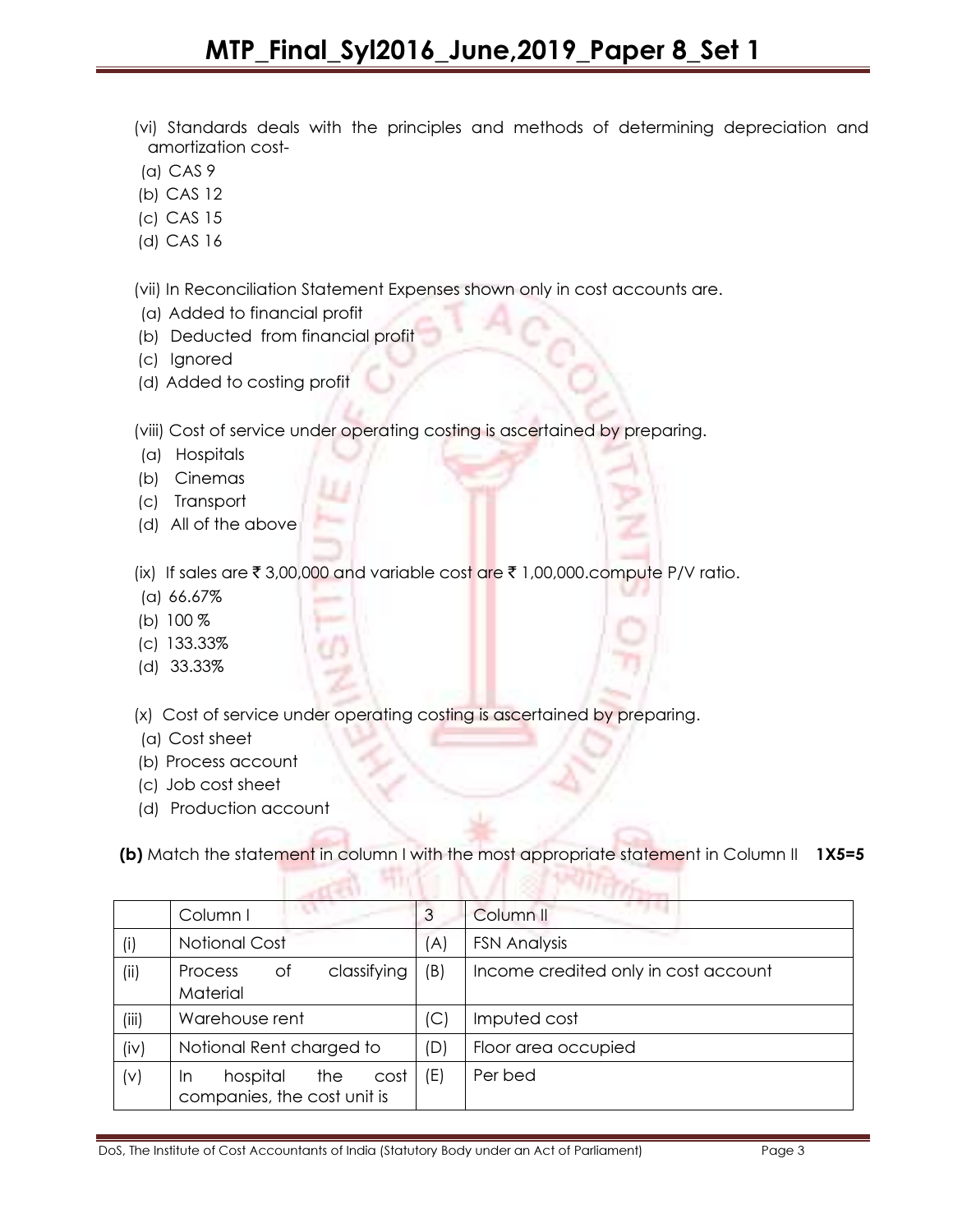(vi) Standards deals with the principles and methods of determining depreciation and amortization cost-

(a) CAS 9

(b) CAS 12

(c) CAS 15

(d) CAS 16

(vii) In Reconciliation Statement Expenses shown only in cost accounts are.

(a) Added to financial profit

(b) Deducted from financial profit

(c) Ignored

(d) Added to costing profit

(viii) Cost of service under operating costing is ascertained by preparing.

(a) Hospitals

(b) Cinemas

(c) Transport

(d) All of the above

(ix) If sales are ₹ 3,00,000 and variable cost are ₹ 1,00,000.compute P/V ratio.

(a) 66.67%

(b) 100 %

(c) 133.33%

(d) 33.33%

(x) Cost of service under operating costing is ascertained by preparing.

(a) Cost sheet

(b) Process account

(c) Job cost sheet

(d) Production account

**(b)** Match the statement in column I with the most appropriate statement in Column II **1X5=5**

| | Column I | 3 | Column II |
|---|---|---|---|
| (i) | Notional Cost | (A) | FSN Analysis |
| (ii) | Process of classifying Material | (B) | Income credited only in cost account |
| (iii) | Warehouse rent | (C) | Imputed cost |
| (iv) | Notional Rent charged to | (D) | Floor area occupied |
| (v) | In hospital the cost companies, the cost unit is | (E) | Per bed |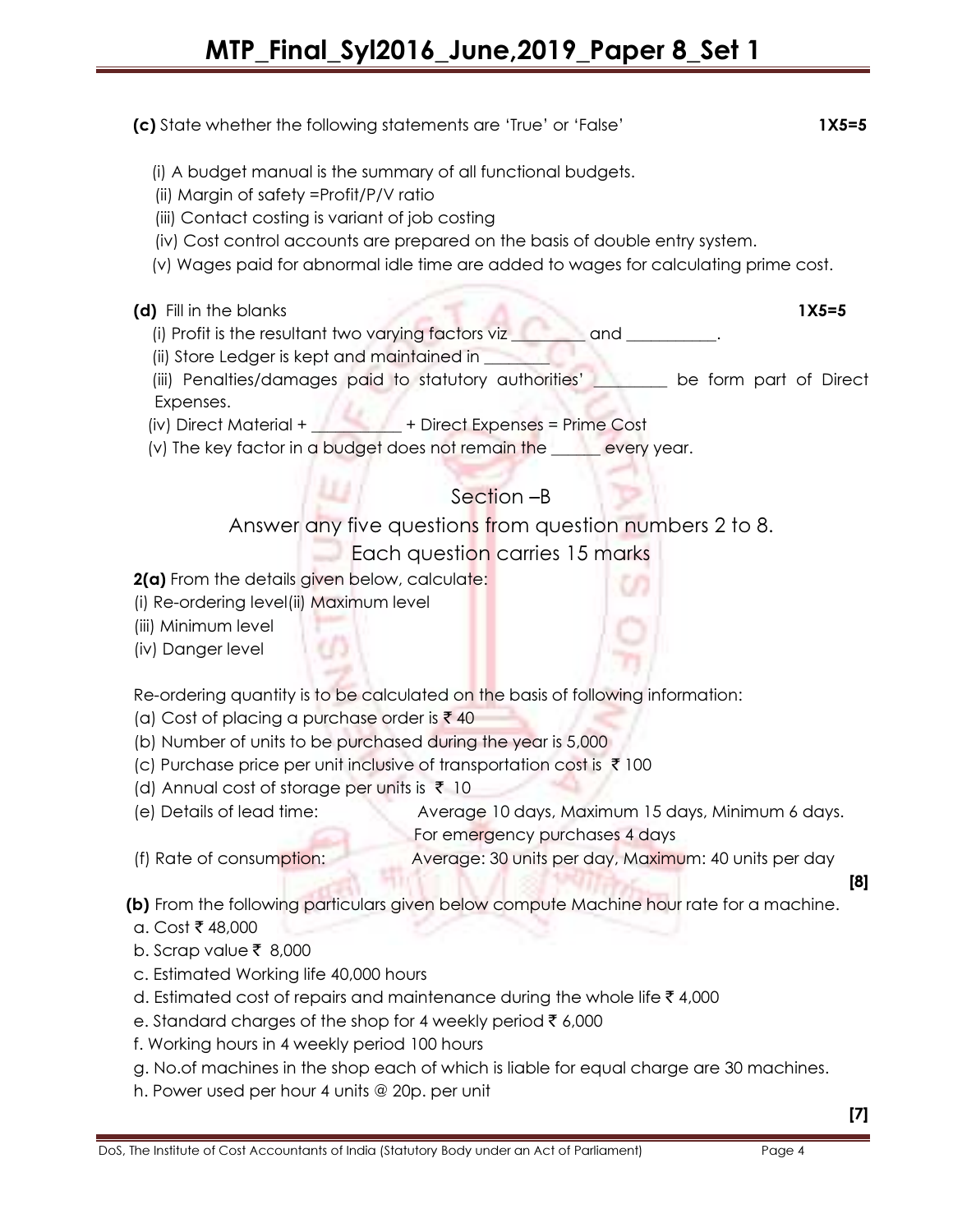**(c)** State whether the following statements are 'True' or 'False' **1X5=5**

(i) A budget manual is the summary of all functional budgets.
(ii) Margin of safety =Profit/P/V ratio
(iii) Contact costing is variant of job costing
(iv) Cost control accounts are prepared on the basis of double entry system.
(v) Wages paid for abnormal idle time are added to wages for calculating prime cost.

**(d)** Fill in the blanks **1X5=5**

(i) Profit is the resultant two varying factors viz ________ and __________.
(ii) Store Ledger is kept and maintained in ________
(iii) Penalties/damages paid to statutory authorities' ________ be form part of Direct Expenses.
(iv) Direct Material + __________ + Direct Expenses = Prime Cost
(v) The key factor in a budget does not remain the ______ every year.

## Section –B

### Answer any five questions from question numbers 2 to 8.

### Each question carries 15 marks

**2(a)** From the details given below, calculate:
(i) Re-ordering level(ii) Maximum level
(iii) Minimum level
(iv) Danger level

Re-ordering quantity is to be calculated on the basis of following information:
(a) Cost of placing a purchase order is ₹ 40
(b) Number of units to be purchased during the year is 5,000
(c) Purchase price per unit inclusive of transportation cost is ₹ 100
(d) Annual cost of storage per units is ₹ 10
(e) Details of lead time: Average 10 days, Maximum 15 days, Minimum 6 days. For emergency purchases 4 days
(f) Rate of consumption: Average: 30 units per day, Maximum: 40 units per day

**[8]**

**(b)** From the following particulars given below compute Machine hour rate for a machine.
a. Cost ₹ 48,000
b. Scrap value ₹ 8,000
c. Estimated Working life 40,000 hours
d. Estimated cost of repairs and maintenance during the whole life ₹ 4,000
e. Standard charges of the shop for 4 weekly period ₹ 6,000
f. Working hours in 4 weekly period 100 hours
g. No.of machines in the shop each of which is liable for equal charge are 30 machines.
h. Power used per hour 4 units @ 20p. per unit

**[7]**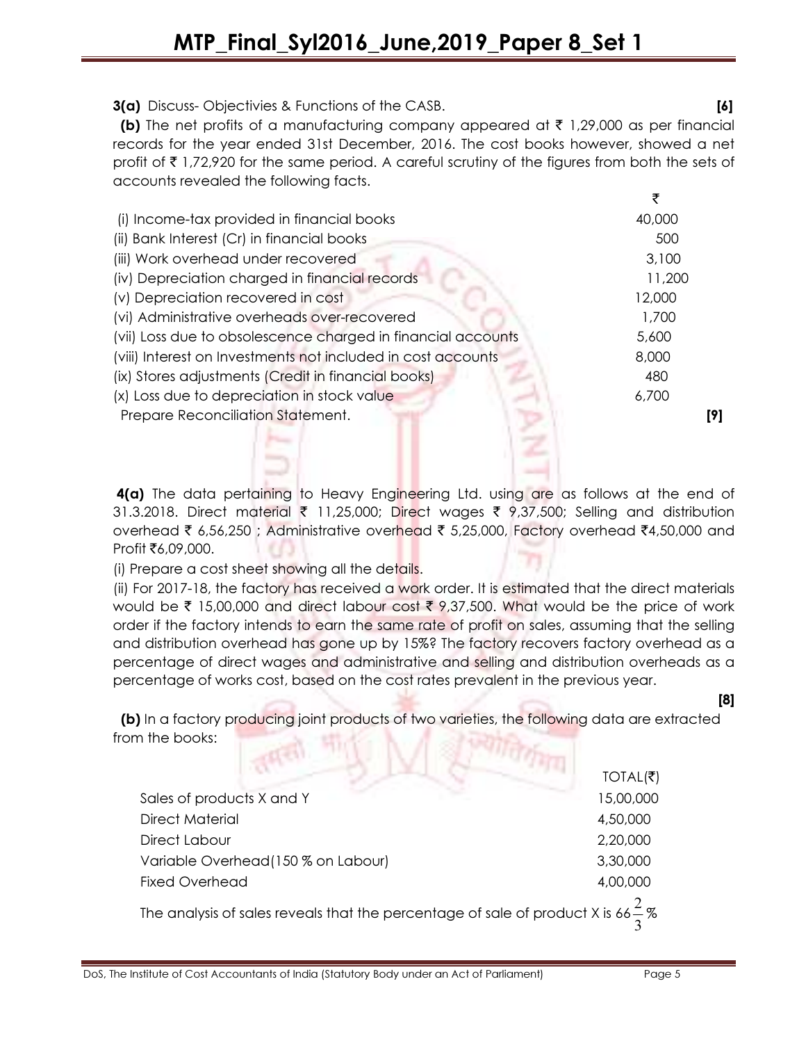**3(a)** Discuss- Objectivies & Functions of the CASB. **[6]**

**(b)** The net profits of a manufacturing company appeared at ₹ 1,29,000 as per financial records for the year ended 31st December, 2016. The cost books however, showed a net profit of ₹ 1,72,920 for the same period. A careful scrutiny of the figures from both the sets of accounts revealed the following facts.

| | ₹ |
|---|---|
| (i) Income-tax provided in financial books | 40,000 |
| (ii) Bank Interest (Cr) in financial books | 500 |
| (iii) Work overhead under recovered | 3,100 |
| (iv) Depreciation charged in financial records | 11,200 |
| (v) Depreciation recovered in cost | 12,000 |
| (vi) Administrative overheads over-recovered | 1,700 |
| (vii) Loss due to obsolescence charged in financial accounts | 5,600 |
| (viii) Interest on Investments not included in cost accounts | 8,000 |
| (ix) Stores adjustments (Credit in financial books) | 480 |
| (x) Loss due to depreciation in stock value | 6,700 |

Prepare Reconciliation Statement. **[9]**

**4(a)** The data pertaining to Heavy Engineering Ltd. using are as follows at the end of 31.3.2018. Direct material ₹ 11,25,000; Direct wages ₹ 9,37,500; Selling and distribution overhead ₹ 6,56,250 ; Administrative overhead ₹ 5,25,000, Factory overhead ₹4,50,000 and Profit ₹6,09,000.

(i) Prepare a cost sheet showing all the details.

(ii) For 2017-18, the factory has received a work order. It is estimated that the direct materials would be ₹ 15,00,000 and direct labour cost ₹ 9,37,500. What would be the price of work order if the factory intends to earn the same rate of profit on sales, assuming that the selling and distribution overhead has gone up by 15%? The factory recovers factory overhead as a percentage of direct wages and administrative and selling and distribution overheads as a percentage of works cost, based on the cost rates prevalent in the previous year.

**[8]**

**(b)** In a factory producing joint products of two varieties, the following data are extracted from the books:

| | TOTAL(₹) |
|---|---|
| Sales of products X and Y | 15,00,000 |
| Direct Material | 4,50,000 |
| Direct Labour | 2,20,000 |
| Variable Overhead(150 % on Labour) | 3,30,000 |
| Fixed Overhead | 4,00,000 |

The analysis of sales reveals that the percentage of sale of product X is $66\frac{2}{3}\%$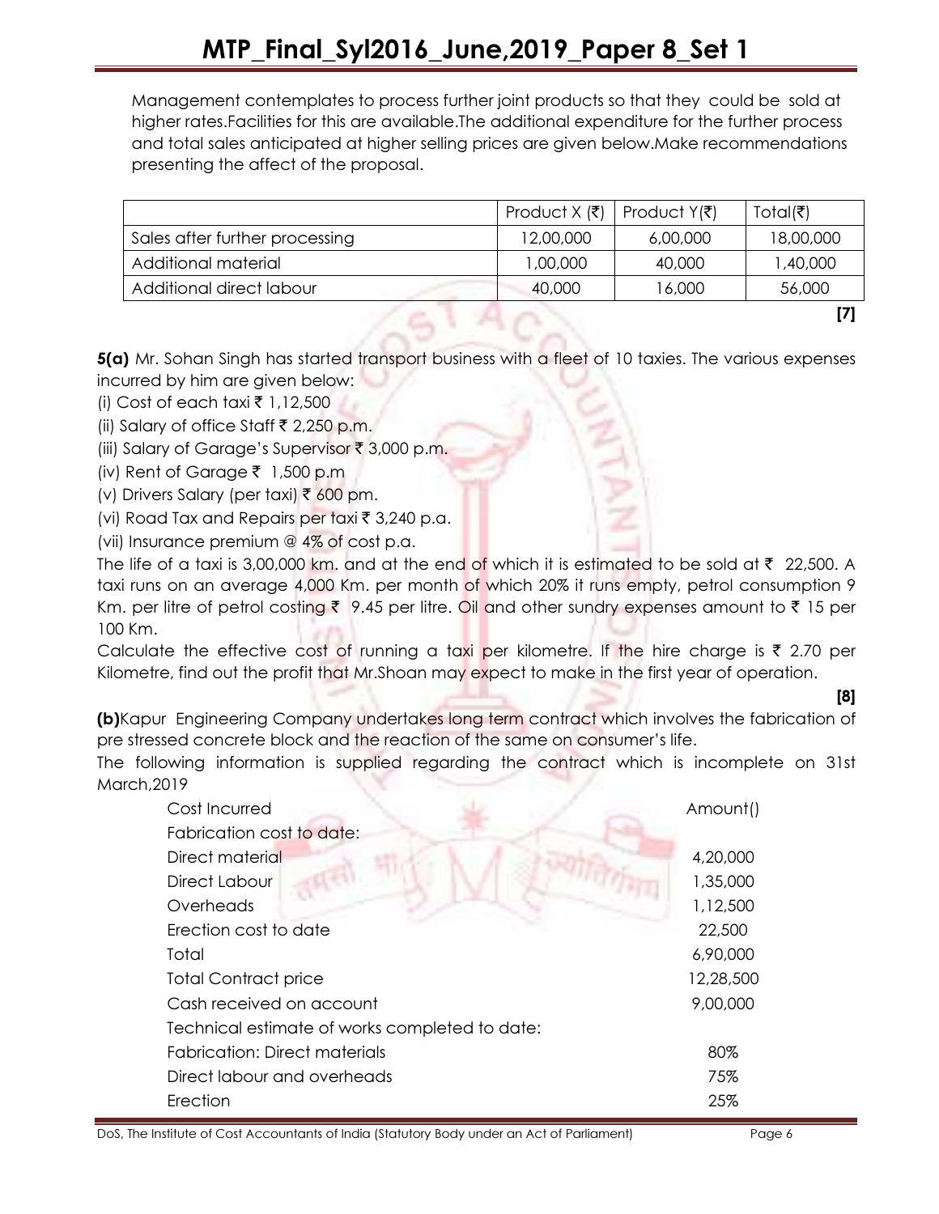Management contemplates to process further joint products so that they could be sold at higher rates.Facilities for this are available.The additional expenditure for the further process and total sales anticipated at higher selling prices are given below.Make recommendations presenting the affect of the proposal.

| | Product X (₹) | Product Y(₹) | Total(₹) |
|---|---|---|---|
| Sales after further processing | 12,00,000 | 6,00,000 | 18,00,000 |
| Additional material | 1,00,000 | 40,000 | 1,40,000 |
| Additional direct labour | 40,000 | 16,000 | 56,000 |

**[7]**

**5(a)** Mr. Sohan Singh has started transport business with a fleet of 10 taxies. The various expenses incurred by him are given below:

(i) Cost of each taxi ₹ 1,12,500

(ii) Salary of office Staff ₹ 2,250 p.m.

(iii) Salary of Garage's Supervisor ₹ 3,000 p.m.

(iv) Rent of Garage ₹ 1,500 p.m

(v) Drivers Salary (per taxi) ₹ 600 pm.

(vi) Road Tax and Repairs per taxi ₹ 3,240 p.a.

(vii) Insurance premium @ 4% of cost p.a.

The life of a taxi is 3,00,000 km. and at the end of which it is estimated to be sold at ₹ 22,500. A taxi runs on an average 4,000 Km. per month of which 20% it runs empty, petrol consumption 9 Km. per litre of petrol costing ₹ 9.45 per litre. Oil and other sundry expenses amount to ₹ 15 per 100 Km.

Calculate the effective cost of running a taxi per kilometre. If the hire charge is ₹ 2.70 per Kilometre, find out the profit that Mr.Shoan may expect to make in the first year of operation.

**[8]**

**(b)** Kapur Engineering Company undertakes long term contract which involves the fabrication of pre stressed concrete block and the reaction of the same on consumer's life.

The following information is supplied regarding the contract which is incomplete on 31st March,2019

| Cost Incurred | Amount() |
|---|---|
| Fabrication cost to date: | |
| Direct material | 4,20,000 |
| Direct Labour | 1,35,000 |
| Overheads | 1,12,500 |
| Erection cost to date | 22,500 |
| Total | 6,90,000 |
| Total Contract price | 12,28,500 |
| Cash received on account | 9,00,000 |
| Technical estimate of works completed to date: | |
| Fabrication: Direct materials | 80% |
| Direct labour and overheads | 75% |
| Erection | 25% |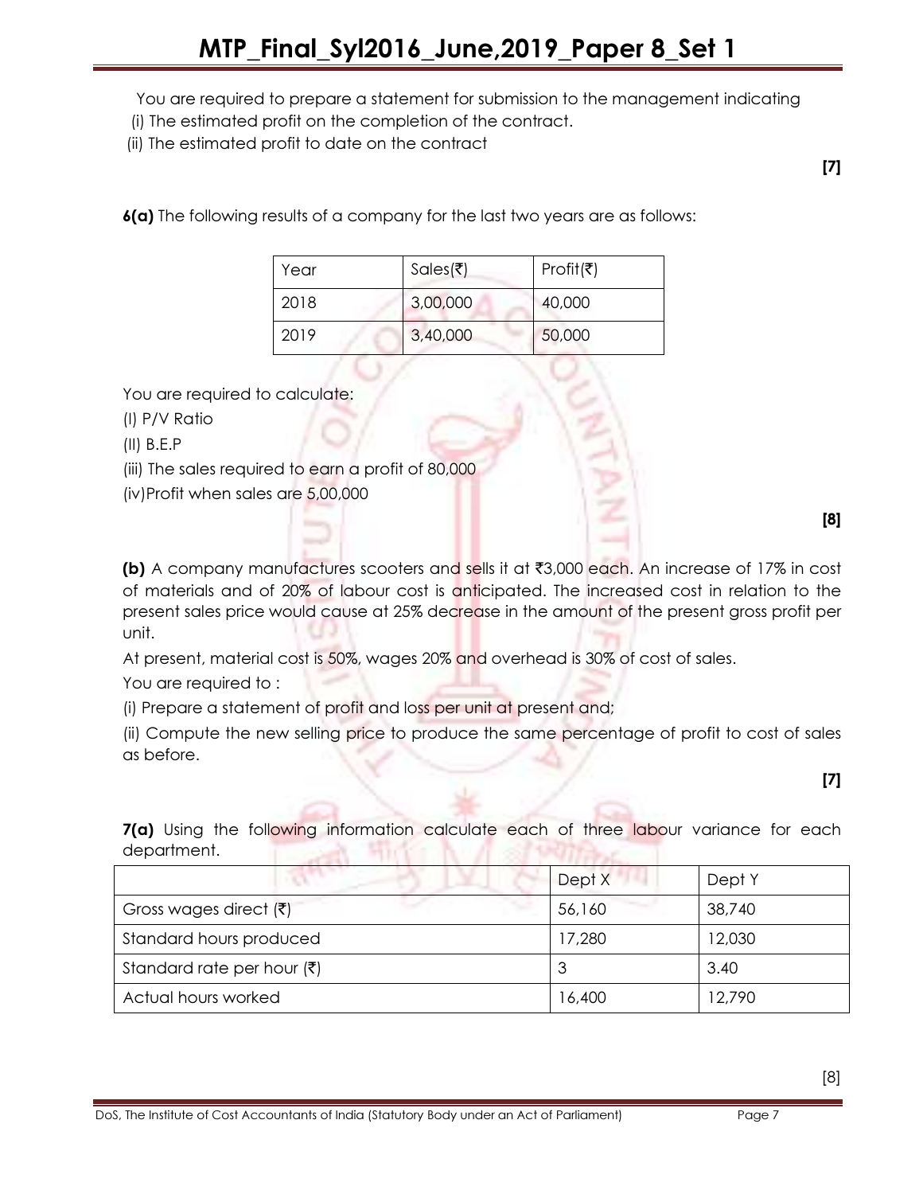You are required to prepare a statement for submission to the management indicating
(i) The estimated profit on the completion of the contract.
(ii) The estimated profit to date on the contract

**[7]**

**6(a)** The following results of a company for the last two years are as follows:

| Year | Sales(₹) | Profit(₹) |
|---|---|---|
| 2018 | 3,00,000 | 40,000 |
| 2019 | 3,40,000 | 50,000 |

You are required to calculate:

(I) P/V Ratio

(II) B.E.P

(iii) The sales required to earn a profit of 80,000

(iv)Profit when sales are 5,00,000

**[8]**

**(b)** A company manufactures scooters and sells it at ₹3,000 each. An increase of 17% in cost of materials and of 20% of labour cost is anticipated. The increased cost in relation to the present sales price would cause at 25% decrease in the amount of the present gross profit per unit.

At present, material cost is 50%, wages 20% and overhead is 30% of cost of sales.

You are required to :

(i) Prepare a statement of profit and loss per unit at present and;

(ii) Compute the new selling price to produce the same percentage of profit to cost of sales as before.

**[7]**

**7(a)** Using the following information calculate each of three labour variance for each department.

| | Dept X | Dept Y |
|---|---|---|
| Gross wages direct (₹) | 56,160 | 38,740 |
| Standard hours produced | 17,280 | 12,030 |
| Standard rate per hour (₹) | 3 | 3.40 |
| Actual hours worked | 16,400 | 12,790 |

[8]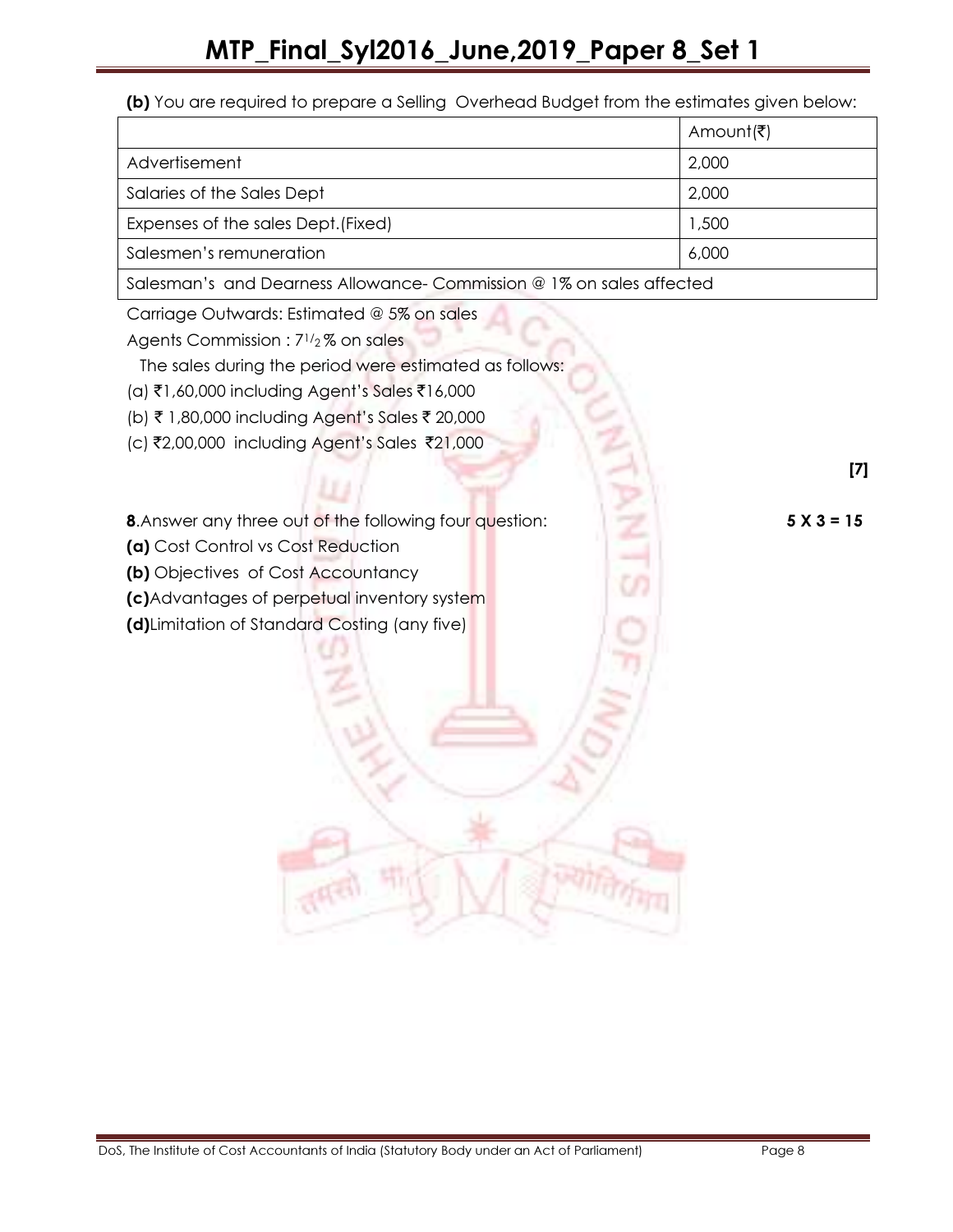**(b)** You are required to prepare a Selling Overhead Budget from the estimates given below:

| | Amount(₹) |
|---|---|
| Advertisement | 2,000 |
| Salaries of the Sales Dept | 2,000 |
| Expenses of the sales Dept.(Fixed) | 1,500 |
| Salesmen's remuneration | 6,000 |
| Salesman's and Dearness Allowance- Commission @ 1% on sales affected | |

Carriage Outwards: Estimated @ 5% on sales

Agents Commission : $7^{1/2}$% on sales

The sales during the period were estimated as follows:

(a) ₹1,60,000 including Agent's Sales ₹16,000

(b) ₹ 1,80,000 including Agent's Sales ₹ 20,000

(c) ₹2,00,000 including Agent's Sales ₹21,000

**[7]**

**8**.Answer any three out of the following four question: **5 X 3 = 15**

**(a)** Cost Control vs Cost Reduction

**(b)** Objectives of Cost Accountancy

**(c)**Advantages of perpetual inventory system

**(d)**Limitation of Standard Costing (any five)